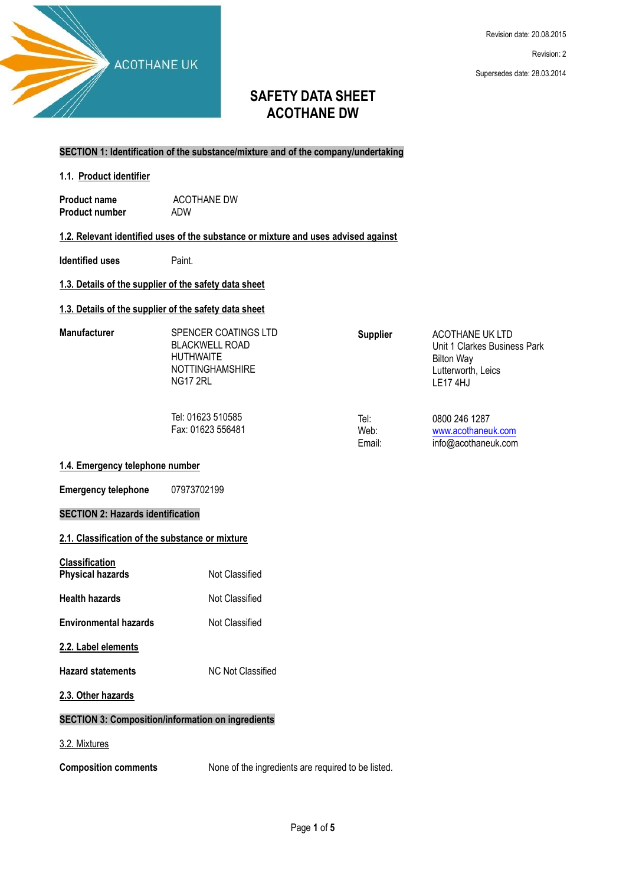Revision date: 20.08.2015

Revision: 2

Supersedes date: 28.03.2014

# SAFETY DATA SHEET ACOTHANE DW

## SECTION 1: Identification of the substance/mixture and of the company/undertaking

### 1.1. Product identifier

**Product name** ACOTHANE DW
**Product number** ADW

### 1.2. Relevant identified uses of the substance or mixture and uses advised against

**Identified uses** Paint.

### 1.3. Details of the supplier of the safety data sheet

### 1.3. Details of the supplier of the safety data sheet

**Manufacturer**
SPENCER COATINGS LTD
BLACKWELL ROAD
HUTHWAITE
NOTTINGHAMSHIRE
NG17 2RL

Tel: 01623 510585
Fax: 01623 556481

**Supplier**
ACOTHANE UK LTD
Unit 1 Clarkes Business Park
Bilton Way
Lutterworth, Leics
LE17 4HJ

Tel: 0800 246 1287
Web: www.acothaneuk.com
Email: info@acothaneuk.com

### 1.4. Emergency telephone number

**Emergency telephone** 07973702199

## SECTION 2: Hazards identification

### 2.1. Classification of the substance or mixture

**Classification**

**Physical hazards** Not Classified

**Health hazards** Not Classified

**Environmental hazards** Not Classified

### 2.2. Label elements

**Hazard statements** NC Not Classified

### 2.3. Other hazards

## SECTION 3: Composition/information on ingredients

### 3.2. Mixtures

**Composition comments** None of the ingredients are required to be listed.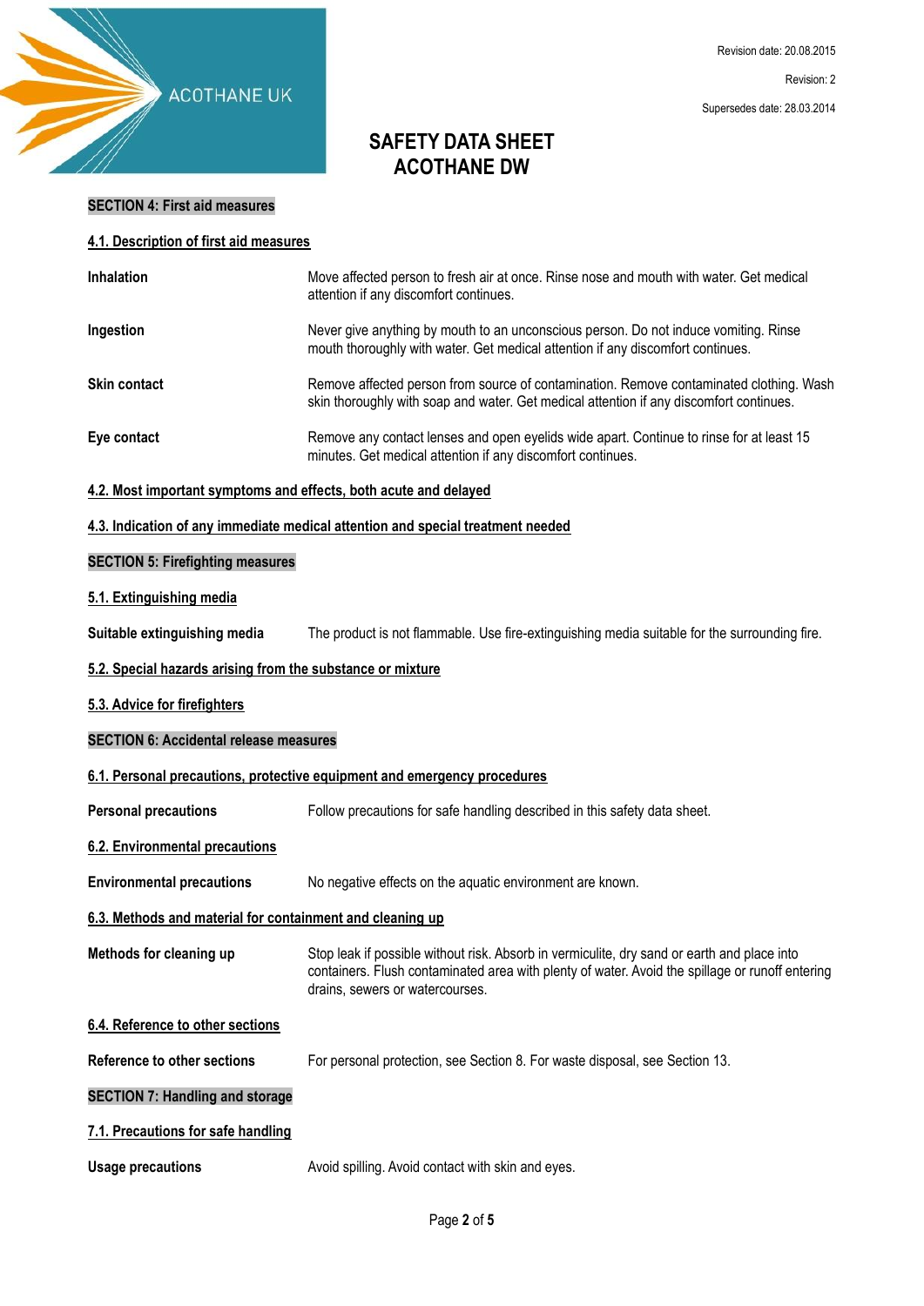# SAFETY DATA SHEET
# ACOTHANE DW

## SECTION 4: First aid measures

### 4.1. Description of first aid measures

**Inhalation** Move affected person to fresh air at once. Rinse nose and mouth with water. Get medical attention if any discomfort continues.

**Ingestion** Never give anything by mouth to an unconscious person. Do not induce vomiting. Rinse mouth thoroughly with water. Get medical attention if any discomfort continues.

**Skin contact** Remove affected person from source of contamination. Remove contaminated clothing. Wash skin thoroughly with soap and water. Get medical attention if any discomfort continues.

**Eye contact** Remove any contact lenses and open eyelids wide apart. Continue to rinse for at least 15 minutes. Get medical attention if any discomfort continues.

### 4.2. Most important symptoms and effects, both acute and delayed

### 4.3. Indication of any immediate medical attention and special treatment needed

## SECTION 5: Firefighting measures

### 5.1. Extinguishing media

**Suitable extinguishing media** The product is not flammable. Use fire-extinguishing media suitable for the surrounding fire.

### 5.2. Special hazards arising from the substance or mixture

### 5.3. Advice for firefighters

## SECTION 6: Accidental release measures

### 6.1. Personal precautions, protective equipment and emergency procedures

**Personal precautions** Follow precautions for safe handling described in this safety data sheet.

### 6.2. Environmental precautions

**Environmental precautions** No negative effects on the aquatic environment are known.

### 6.3. Methods and material for containment and cleaning up

**Methods for cleaning up** Stop leak if possible without risk. Absorb in vermiculite, dry sand or earth and place into containers. Flush contaminated area with plenty of water. Avoid the spillage or runoff entering drains, sewers or watercourses.

### 6.4. Reference to other sections

**Reference to other sections** For personal protection, see Section 8. For waste disposal, see Section 13.

## SECTION 7: Handling and storage

### 7.1. Precautions for safe handling

**Usage precautions** Avoid spilling. Avoid contact with skin and eyes.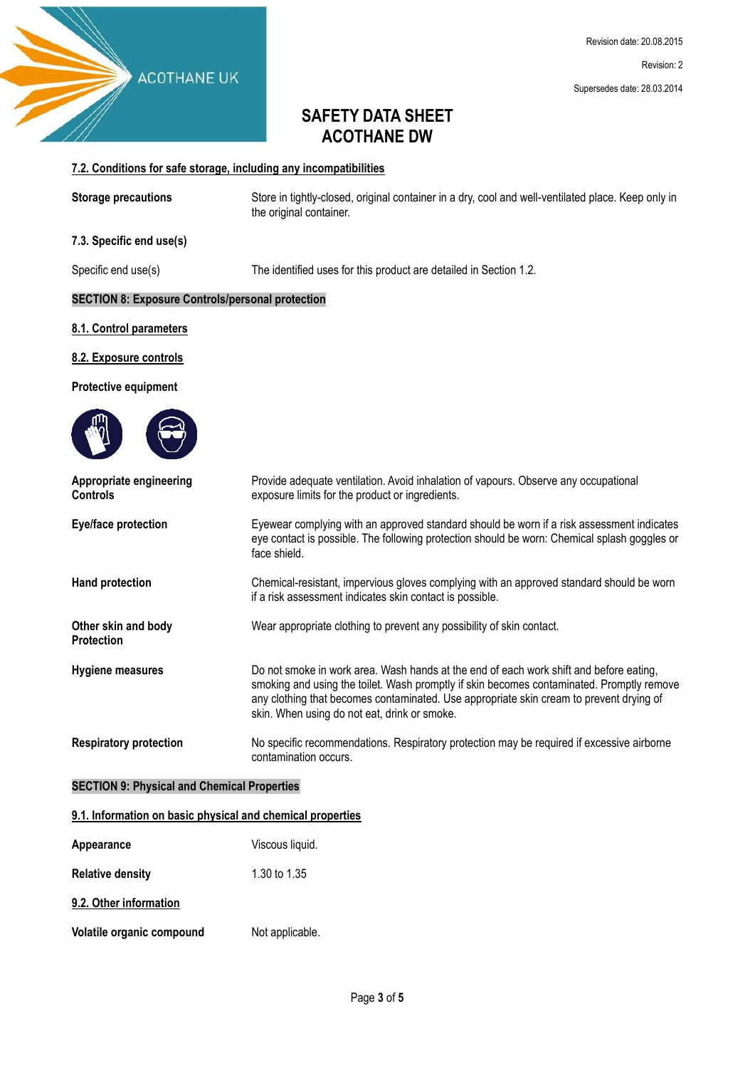## 7.2. Conditions for safe storage, including any incompatibilities

| | |
|---|---|
| **Storage precautions** | Store in tightly-closed, original container in a dry, cool and well-ventilated place. Keep only in the original container. |

### 7.3. Specific end use(s)

| | |
|---|---|
| Specific end use(s) | The identified uses for this product are detailed in Section 1.2. |

## SECTION 8: Exposure Controls/personal protection

### 8.1. Control parameters

### 8.2. Exposure controls

**Protective equipment**

| | |
|---|---|
| **Appropriate engineering Controls** | Provide adequate ventilation. Avoid inhalation of vapours. Observe any occupational exposure limits for the product or ingredients. |
| **Eye/face protection** | Eyewear complying with an approved standard should be worn if a risk assessment indicates eye contact is possible. The following protection should be worn: Chemical splash goggles or face shield. |
| **Hand protection** | Chemical-resistant, impervious gloves complying with an approved standard should be worn if a risk assessment indicates skin contact is possible. |
| **Other skin and body Protection** | Wear appropriate clothing to prevent any possibility of skin contact. |
| **Hygiene measures** | Do not smoke in work area. Wash hands at the end of each work shift and before eating, smoking and using the toilet. Wash promptly if skin becomes contaminated. Promptly remove any clothing that becomes contaminated. Use appropriate skin cream to prevent drying of skin. When using do not eat, drink or smoke. |
| **Respiratory protection** | No specific recommendations. Respiratory protection may be required if excessive airborne contamination occurs. |

## SECTION 9: Physical and Chemical Properties

### 9.1. Information on basic physical and chemical properties

| | |
|---|---|
| **Appearance** | Viscous liquid. |
| **Relative density** | 1.30 to 1.35 |

### 9.2. Other information

| | |
|---|---|
| **Volatile organic compound** | Not applicable. |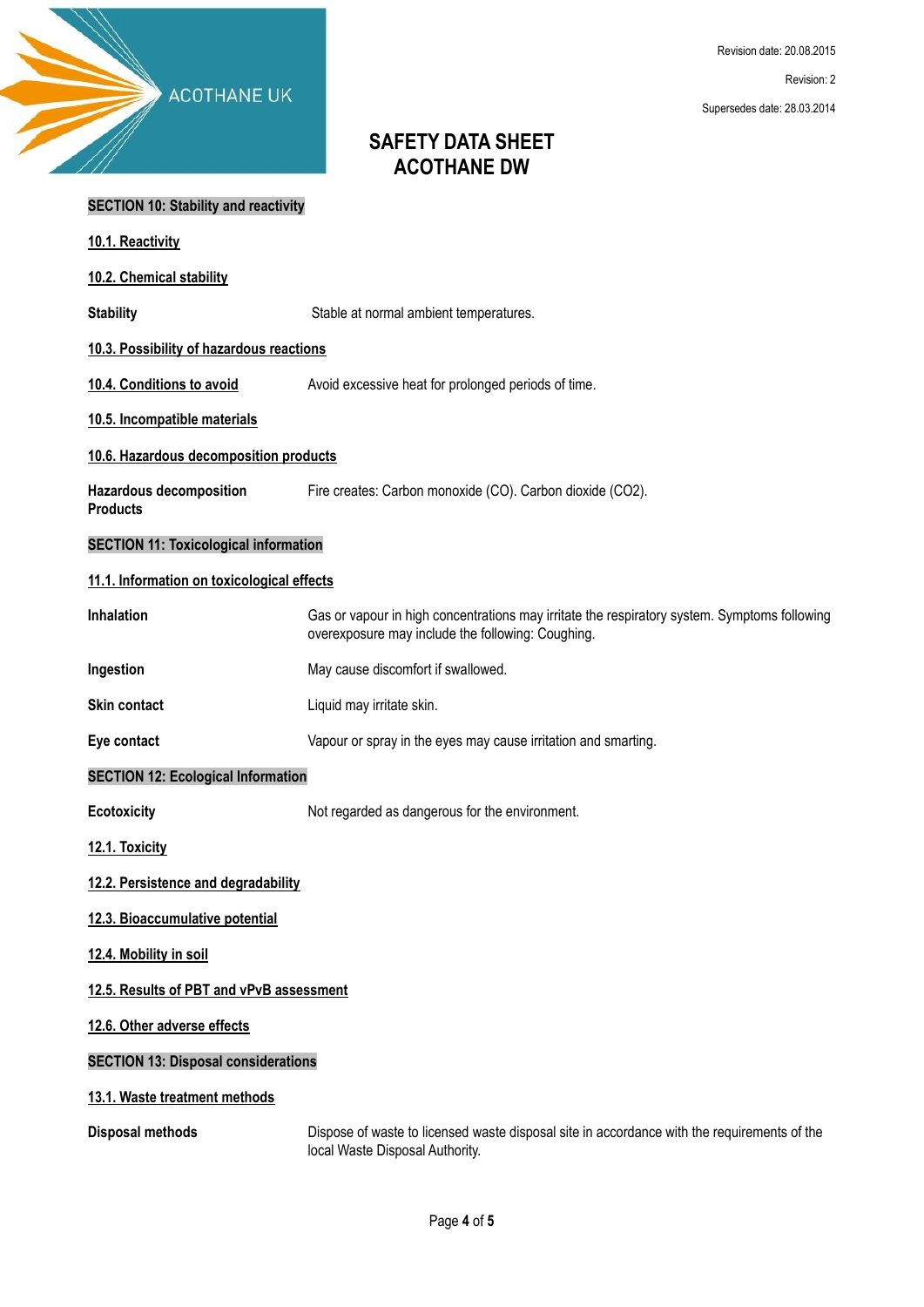Revision date: 20.08.2015

Revision: 2

Supersedes date: 28.03.2014

# SAFETY DATA SHEET ACOTHANE DW

## SECTION 10: Stability and reactivity

### 10.1. Reactivity

### 10.2. Chemical stability

**Stability** Stable at normal ambient temperatures.

### 10.3. Possibility of hazardous reactions

### 10.4. Conditions to avoid

Avoid excessive heat for prolonged periods of time.

### 10.5. Incompatible materials

### 10.6. Hazardous decomposition products

**Hazardous decomposition Products** Fire creates: Carbon monoxide (CO). Carbon dioxide ($CO_2$).

## SECTION 11: Toxicological information

### 11.1. Information on toxicological effects

**Inhalation** Gas or vapour in high concentrations may irritate the respiratory system. Symptoms following overexposure may include the following: Coughing.

**Ingestion** May cause discomfort if swallowed.

**Skin contact** Liquid may irritate skin.

**Eye contact** Vapour or spray in the eyes may cause irritation and smarting.

## SECTION 12: Ecological Information

**Ecotoxicity** Not regarded as dangerous for the environment.

### 12.1. Toxicity

### 12.2. Persistence and degradability

### 12.3. Bioaccumulative potential

### 12.4. Mobility in soil

### 12.5. Results of PBT and vPvB assessment

### 12.6. Other adverse effects

## SECTION 13: Disposal considerations

### 13.1. Waste treatment methods

**Disposal methods** Dispose of waste to licensed waste disposal site in accordance with the requirements of the local Waste Disposal Authority.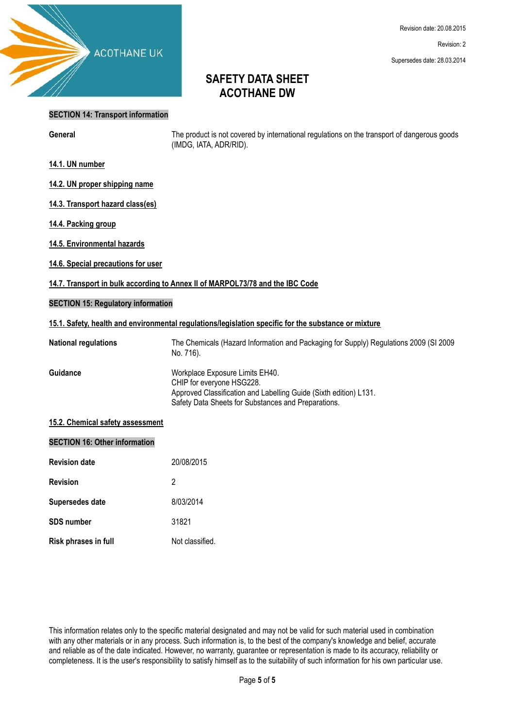## SECTION 14: Transport information

**General** The product is not covered by international regulations on the transport of dangerous goods (IMDG, IATA, ADR/RID).

### 14.1. UN number

### 14.2. UN proper shipping name

### 14.3. Transport hazard class(es)

### 14.4. Packing group

### 14.5. Environmental hazards

### 14.6. Special precautions for user

### 14.7. Transport in bulk according to Annex II of MARPOL73/78 and the IBC Code

## SECTION 15: Regulatory information

### 15.1. Safety, health and environmental regulations/legislation specific for the substance or mixture

**National regulations** The Chemicals (Hazard Information and Packaging for Supply) Regulations 2009 (SI 2009 No. 716).

**Guidance** Workplace Exposure Limits EH40.
CHIP for everyone HSG228.
Approved Classification and Labelling Guide (Sixth edition) L131.
Safety Data Sheets for Substances and Preparations.

### 15.2. Chemical safety assessment

## SECTION 16: Other information

| | |
|---|---|
| **Revision date** | 20/08/2015 |
| **Revision** | 2 |
| **Supersedes date** | 8/03/2014 |
| **SDS number** | 31821 |
| **Risk phrases in full** | Not classified. |

This information relates only to the specific material designated and may not be valid for such material used in combination with any other materials or in any process. Such information is, to the best of the company's knowledge and belief, accurate and reliable as of the date indicated. However, no warranty, guarantee or representation is made to its accuracy, reliability or completeness. It is the user's responsibility to satisfy himself as to the suitability of such information for his own particular use.